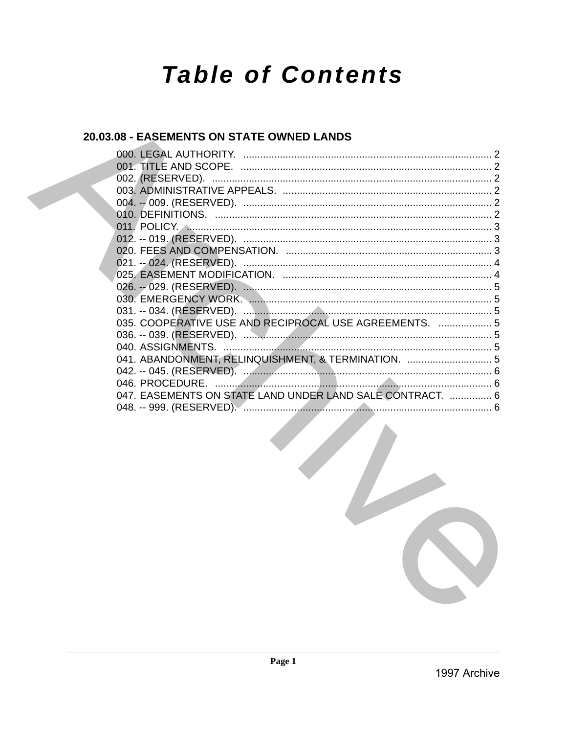# Table of Contents

## 20.03.08 - EASEMENTS ON STATE OWNED LANDS

000. LEGAL AUTHORITY. ........................................................................................ 2
001. TITLE AND SCOPE. ......................................................................................... 2
002. (RESERVED). ................................................................................................... 2
003. ADMINISTRATIVE APPEALS. .......................................................................... 2
004. -- 009. (RESERVED). ........................................................................................ 2
010. DEFINITIONS. .................................................................................................. 2
011. POLICY. ............................................................................................................ 3
012. -- 019. (RESERVED). ........................................................................................ 3
020. FEES AND COMPENSATION. .......................................................................... 3
021. -- 024. (RESERVED). ........................................................................................ 4
025. EASEMENT MODIFICATION. .......................................................................... 4
026. -- 029. (RESERVED). ........................................................................................ 5
030. EMERGENCY WORK. ....................................................................................... 5
031. -- 034. (RESERVED). ........................................................................................ 5
035. COOPERATIVE USE AND RECIPROCAL USE AGREEMENTS. ................... 5
036. -- 039. (RESERVED). ........................................................................................ 5
040. ASSIGNMENTS. ................................................................................................ 5
041. ABANDONMENT, RELINQUISHMENT, & TERMINATION. .............................. 5
042. -- 045. (RESERVED). ........................................................................................ 6
046. PROCEDURE. .................................................................................................. 6
047. EASEMENTS ON STATE LAND UNDER LAND SALE CONTRACT. ............... 6
048. -- 999. (RESERVED). ........................................................................................ 6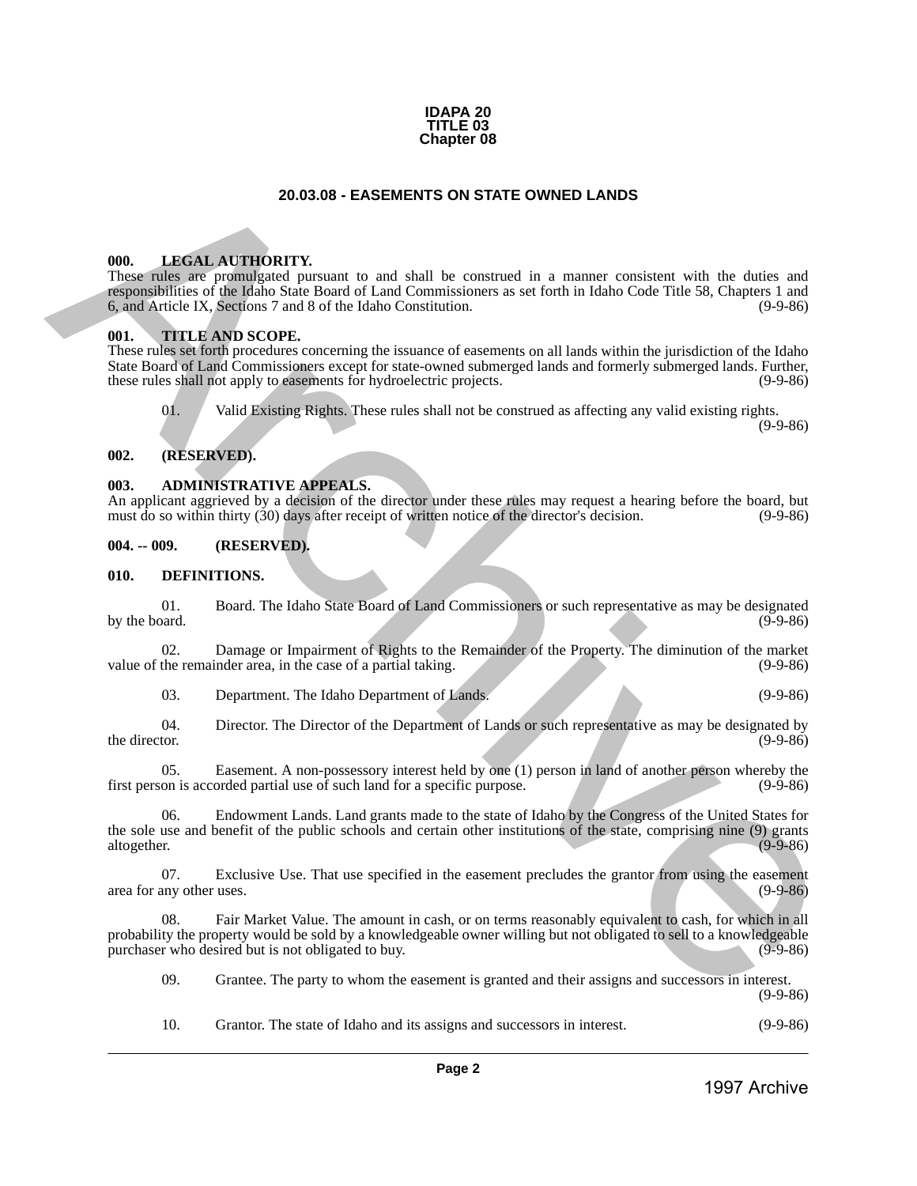**IDAPA 20**
**TITLE 03**
**Chapter 08**

# 20.03.08 - EASEMENTS ON STATE OWNED LANDS

### 000. LEGAL AUTHORITY.

These rules are promulgated pursuant to and shall be construed in a manner consistent with the duties and responsibilities of the Idaho State Board of Land Commissioners as set forth in Idaho Code Title 58, Chapters 1 and 6, and Article IX, Sections 7 and 8 of the Idaho Constitution. (9-9-86)

### 001. TITLE AND SCOPE.

These rules set forth procedures concerning the issuance of easements on all lands within the jurisdiction of the Idaho State Board of Land Commissioners except for state-owned submerged lands and formerly submerged lands. Further, these rules shall not apply to easements for hydroelectric projects. (9-9-86)

01. Valid Existing Rights. These rules shall not be construed as affecting any valid existing rights. (9-9-86)

### 002. (RESERVED).

### 003. ADMINISTRATIVE APPEALS.

An applicant aggrieved by a decision of the director under these rules may request a hearing before the board, but must do so within thirty (30) days after receipt of written notice of the director's decision. (9-9-86)

### 004. -- 009. (RESERVED).

### 010. DEFINITIONS.

01. Board. The Idaho State Board of Land Commissioners or such representative as may be designated by the board. (9-9-86)

02. Damage or Impairment of Rights to the Remainder of the Property. The diminution of the market value of the remainder area, in the case of a partial taking. (9-9-86)

03. Department. The Idaho Department of Lands. (9-9-86)

04. Director. The Director of the Department of Lands or such representative as may be designated by the director. (9-9-86)

05. Easement. A non-possessory interest held by one (1) person in land of another person whereby the first person is accorded partial use of such land for a specific purpose. (9-9-86)

06. Endowment Lands. Land grants made to the state of Idaho by the Congress of the United States for the sole use and benefit of the public schools and certain other institutions of the state, comprising nine (9) grants altogether. (9-9-86)

07. Exclusive Use. That use specified in the easement precludes the grantor from using the easement area for any other uses. (9-9-86)

08. Fair Market Value. The amount in cash, or on terms reasonably equivalent to cash, for which in all probability the property would be sold by a knowledgeable owner willing but not obligated to sell to a knowledgeable purchaser who desired but is not obligated to buy. (9-9-86)

09. Grantee. The party to whom the easement is granted and their assigns and successors in interest. (9-9-86)

10. Grantor. The state of Idaho and its assigns and successors in interest. (9-9-86)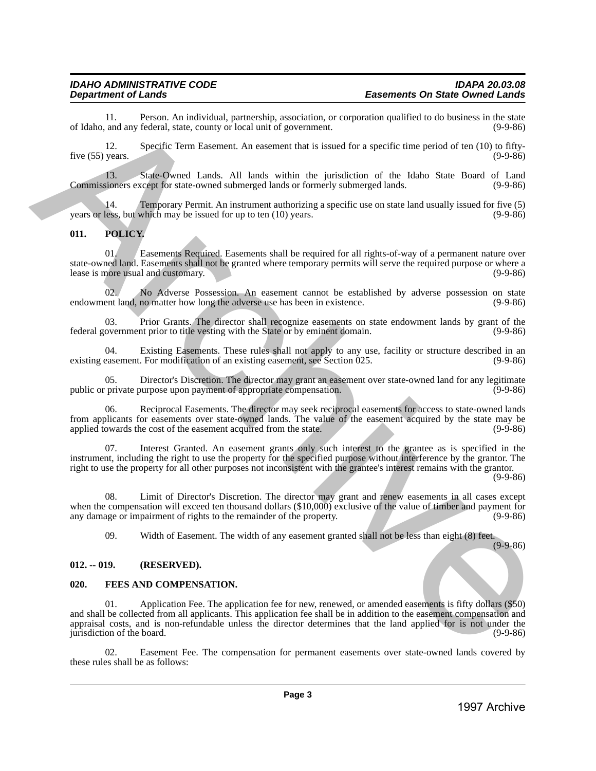11. Person. An individual, partnership, association, or corporation qualified to do business in the state of Idaho, and any federal, state, county or local unit of government. (9-9-86)

12. Specific Term Easement. An easement that is issued for a specific time period of ten (10) to fifty-five (55) years. (9-9-86)

13. State-Owned Lands. All lands within the jurisdiction of the Idaho State Board of Land Commissioners except for state-owned submerged lands or formerly submerged lands. (9-9-86)

14. Temporary Permit. An instrument authorizing a specific use on state land usually issued for five (5) years or less, but which may be issued for up to ten (10) years. (9-9-86)

## 011. POLICY.

01. Easements Required. Easements shall be required for all rights-of-way of a permanent nature over state-owned land. Easements shall not be granted where temporary permits will serve the required purpose or where a lease is more usual and customary. (9-9-86)

02. No Adverse Possession. An easement cannot be established by adverse possession on state endowment land, no matter how long the adverse use has been in existence. (9-9-86)

03. Prior Grants. The director shall recognize easements on state endowment lands by grant of the federal government prior to title vesting with the State or by eminent domain. (9-9-86)

04. Existing Easements. These rules shall not apply to any use, facility or structure described in an existing easement. For modification of an existing easement, see Section 025. (9-9-86)

05. Director's Discretion. The director may grant an easement over state-owned land for any legitimate public or private purpose upon payment of appropriate compensation. (9-9-86)

06. Reciprocal Easements. The director may seek reciprocal easements for access to state-owned lands from applicants for easements over state-owned lands. The value of the easement acquired by the state may be applied towards the cost of the easement acquired from the state. (9-9-86)

07. Interest Granted. An easement grants only such interest to the grantee as is specified in the instrument, including the right to use the property for the specified purpose without interference by the grantor. The right to use the property for all other purposes not inconsistent with the grantee's interest remains with the grantor. (9-9-86)

08. Limit of Director's Discretion. The director may grant and renew easements in all cases except when the compensation will exceed ten thousand dollars ($10,000) exclusive of the value of timber and payment for any damage or impairment of rights to the remainder of the property. (9-9-86)

09. Width of Easement. The width of any easement granted shall not be less than eight (8) feet. (9-9-86)

## 012. -- 019. (RESERVED).

## 020. FEES AND COMPENSATION.

01. Application Fee. The application fee for new, renewed, or amended easements is fifty dollars ($50) and shall be collected from all applicants. This application fee shall be in addition to the easement compensation and appraisal costs, and is non-refundable unless the director determines that the land applied for is not under the jurisdiction of the board. (9-9-86)

02. Easement Fee. The compensation for permanent easements over state-owned lands covered by these rules shall be as follows: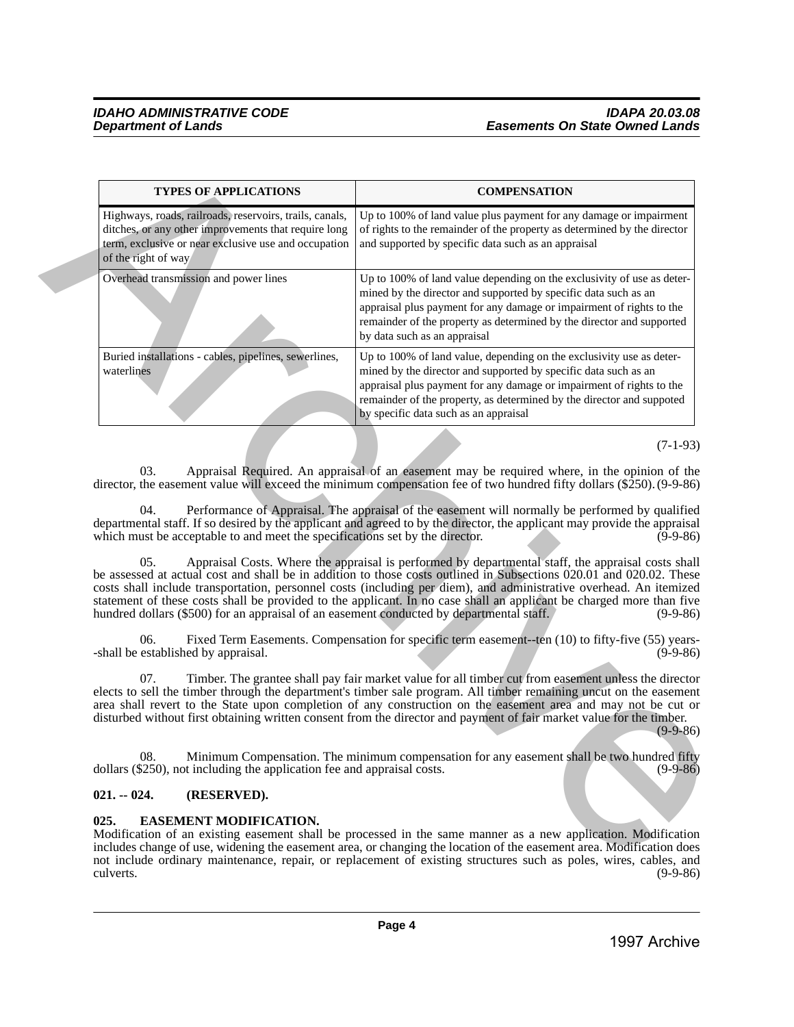| TYPES OF APPLICATIONS | COMPENSATION |
|---|---|
| Highways, roads, railroads, reservoirs, trails, canals, ditches, or any other improvements that require long term, exclusive or near exclusive use and occupation of the right of way | Up to 100% of land value plus payment for any damage or impairment of rights to the remainder of the property as determined by the director and supported by specific data such as an appraisal |
| Overhead transmission and power lines | Up to 100% of land value depending on the exclusivity of use as determined by the director and supported by specific data such as an appraisal plus payment for any damage or impairment of rights to the remainder of the property as determined by the director and supported by data such as an appraisal |
| Buried installations - cables, pipelines, sewerlines, waterlines | Up to 100% of land value, depending on the exclusivity use as determined by the director and supported by specific data such as an appraisal plus payment for any damage or impairment of rights to the remainder of the property, as determined by the director and suppoted by specific data such as an appraisal |

(7-1-93)

03. Appraisal Required. An appraisal of an easement may be required where, in the opinion of the director, the easement value will exceed the minimum compensation fee of two hundred fifty dollars ($250). (9-9-86)

04. Performance of Appraisal. The appraisal of the easement will normally be performed by qualified departmental staff. If so desired by the applicant and agreed to by the director, the applicant may provide the appraisal which must be acceptable to and meet the specifications set by the director. (9-9-86)

05. Appraisal Costs. Where the appraisal is performed by departmental staff, the appraisal costs shall be assessed at actual cost and shall be in addition to those costs outlined in Subsections 020.01 and 020.02. These costs shall include transportation, personnel costs (including per diem), and administrative overhead. An itemized statement of these costs shall be provided to the applicant. In no case shall an applicant be charged more than five hundred dollars ($500) for an appraisal of an easement conducted by departmental staff. (9-9-86)

06. Fixed Term Easements. Compensation for specific term easement--ten (10) to fifty-five (55) years--shall be established by appraisal. (9-9-86)

07. Timber. The grantee shall pay fair market value for all timber cut from easement unless the director elects to sell the timber through the department's timber sale program. All timber remaining uncut on the easement area shall revert to the State upon completion of any construction on the easement area and may not be cut or disturbed without first obtaining written consent from the director and payment of fair market value for the timber. (9-9-86)

08. Minimum Compensation. The minimum compensation for any easement shall be two hundred fifty dollars ($250), not including the application fee and appraisal costs. (9-9-86)

**021. -- 024. (RESERVED).**

**025. EASEMENT MODIFICATION.**

Modification of an existing easement shall be processed in the same manner as a new application. Modification includes change of use, widening the easement area, or changing the location of the easement area. Modification does not include ordinary maintenance, repair, or replacement of existing structures such as poles, wires, cables, and culverts. (9-9-86)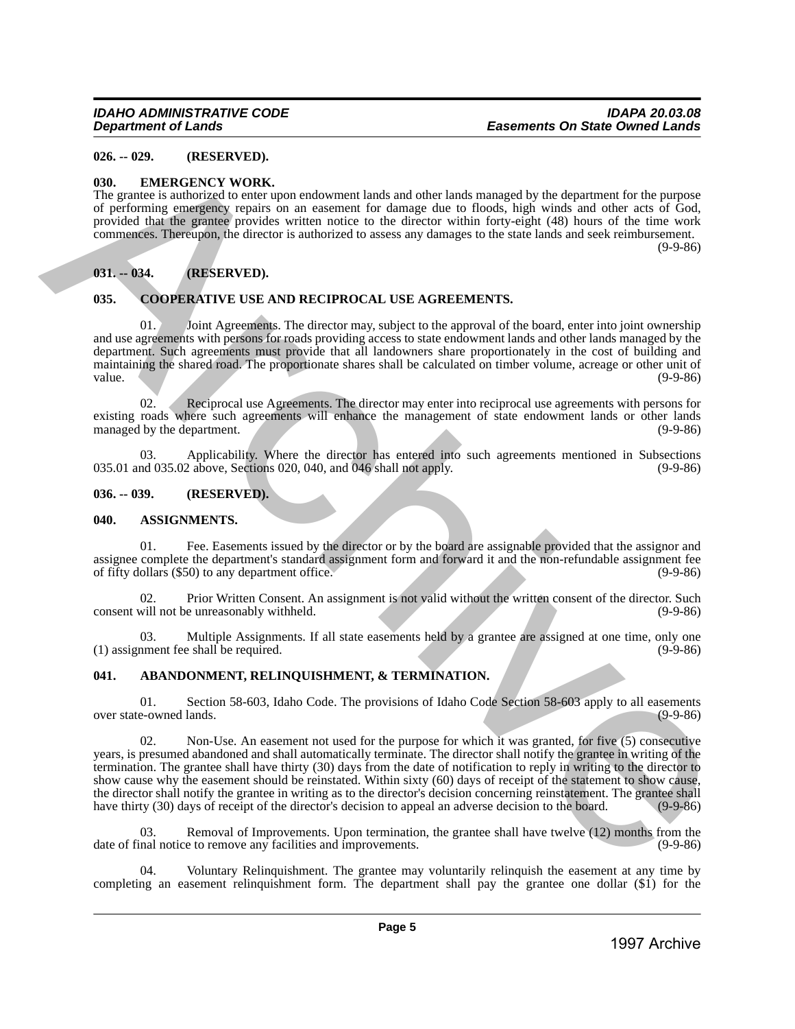**026. -- 029. (RESERVED).**

**030. EMERGENCY WORK.**

The grantee is authorized to enter upon endowment lands and other lands managed by the department for the purpose of performing emergency repairs on an easement for damage due to floods, high winds and other acts of God, provided that the grantee provides written notice to the director within forty-eight (48) hours of the time work commences. Thereupon, the director is authorized to assess any damages to the state lands and seek reimbursement. (9-9-86)

**031. -- 034. (RESERVED).**

**035. COOPERATIVE USE AND RECIPROCAL USE AGREEMENTS.**

01. Joint Agreements. The director may, subject to the approval of the board, enter into joint ownership and use agreements with persons for roads providing access to state endowment lands and other lands managed by the department. Such agreements must provide that all landowners share proportionately in the cost of building and maintaining the shared road. The proportionate shares shall be calculated on timber volume, acreage or other unit of value. (9-9-86)

02. Reciprocal use Agreements. The director may enter into reciprocal use agreements with persons for existing roads where such agreements will enhance the management of state endowment lands or other lands managed by the department. (9-9-86)

03. Applicability. Where the director has entered into such agreements mentioned in Subsections 035.01 and 035.02 above, Sections 020, 040, and 046 shall not apply. (9-9-86)

**036. -- 039. (RESERVED).**

**040. ASSIGNMENTS.**

01. Fee. Easements issued by the director or by the board are assignable provided that the assignor and assignee complete the department's standard assignment form and forward it and the non-refundable assignment fee of fifty dollars ($50) to any department office. (9-9-86)

02. Prior Written Consent. An assignment is not valid without the written consent of the director. Such consent will not be unreasonably withheld. (9-9-86)

03. Multiple Assignments. If all state easements held by a grantee are assigned at one time, only one (1) assignment fee shall be required. (9-9-86)

**041. ABANDONMENT, RELINQUISHMENT, & TERMINATION.**

01. Section 58-603, Idaho Code. The provisions of Idaho Code Section 58-603 apply to all easements over state-owned lands. (9-9-86)

02. Non-Use. An easement not used for the purpose for which it was granted, for five (5) consecutive years, is presumed abandoned and shall automatically terminate. The director shall notify the grantee in writing of the termination. The grantee shall have thirty (30) days from the date of notification to reply in writing to the director to show cause why the easement should be reinstated. Within sixty (60) days of receipt of the statement to show cause, the director shall notify the grantee in writing as to the director's decision concerning reinstatement. The grantee shall have thirty (30) days of receipt of the director's decision to appeal an adverse decision to the board. (9-9-86)

03. Removal of Improvements. Upon termination, the grantee shall have twelve (12) months from the date of final notice to remove any facilities and improvements. (9-9-86)

04. Voluntary Relinquishment. The grantee may voluntarily relinquish the easement at any time by completing an easement relinquishment form. The department shall pay the grantee one dollar ($1) for the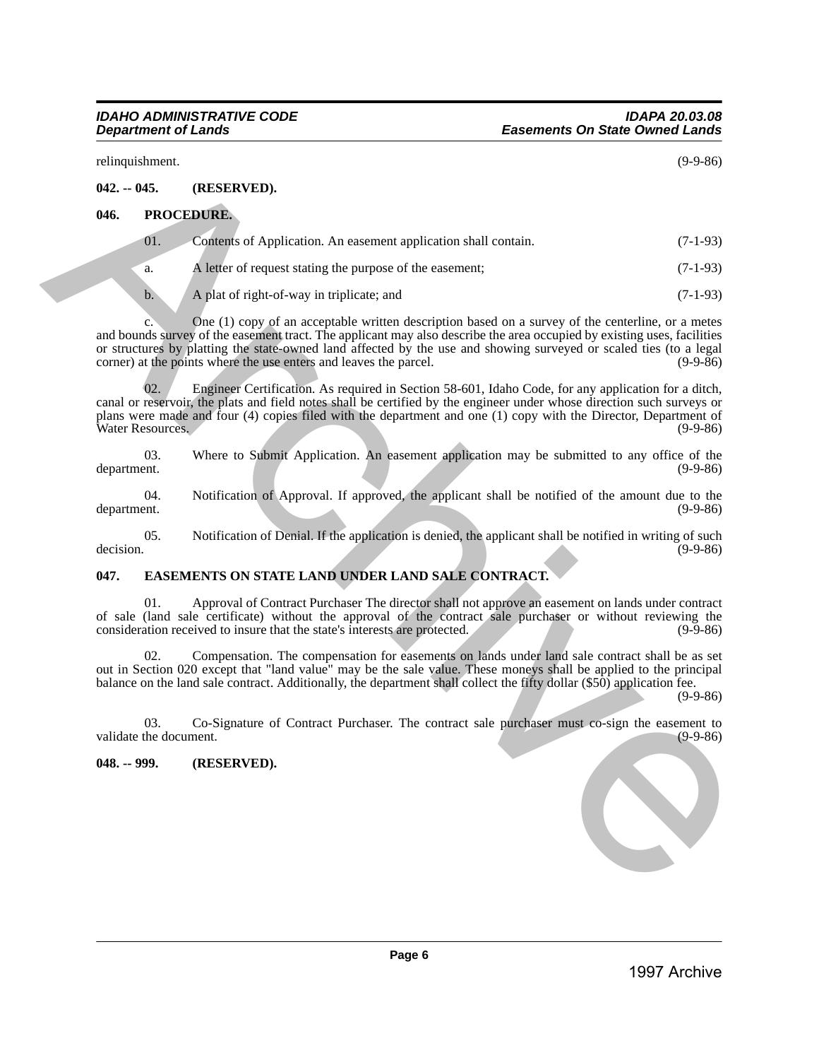relinquishment. (9-9-86)

**042. -- 045. (RESERVED).**

**046. PROCEDURE.**

01. Contents of Application. An easement application shall contain. (7-1-93)

a. A letter of request stating the purpose of the easement; (7-1-93)

b. A plat of right-of-way in triplicate; and (7-1-93)

c. One (1) copy of an acceptable written description based on a survey of the centerline, or a metes and bounds survey of the easement tract. The applicant may also describe the area occupied by existing uses, facilities or structures by platting the state-owned land affected by the use and showing surveyed or scaled ties (to a legal corner) at the points where the use enters and leaves the parcel. (9-9-86)

02. Engineer Certification. As required in Section 58-601, Idaho Code, for any application for a ditch, canal or reservoir, the plats and field notes shall be certified by the engineer under whose direction such surveys or plans were made and four (4) copies filed with the department and one (1) copy with the Director, Department of Water Resources. (9-9-86)

03. Where to Submit Application. An easement application may be submitted to any office of the department. (9-9-86)

04. Notification of Approval. If approved, the applicant shall be notified of the amount due to the department. (9-9-86)

05. Notification of Denial. If the application is denied, the applicant shall be notified in writing of such decision. (9-9-86)

**047. EASEMENTS ON STATE LAND UNDER LAND SALE CONTRACT.**

01. Approval of Contract Purchaser The director shall not approve an easement on lands under contract of sale (land sale certificate) without the approval of the contract sale purchaser or without reviewing the consideration received to insure that the state's interests are protected. (9-9-86)

02. Compensation. The compensation for easements on lands under land sale contract shall be as set out in Section 020 except that "land value" may be the sale value. These moneys shall be applied to the principal balance on the land sale contract. Additionally, the department shall collect the fifty dollar ($50) application fee. (9-9-86)

03. Co-Signature of Contract Purchaser. The contract sale purchaser must co-sign the easement to validate the document. (9-9-86)

**048. -- 999. (RESERVED).**